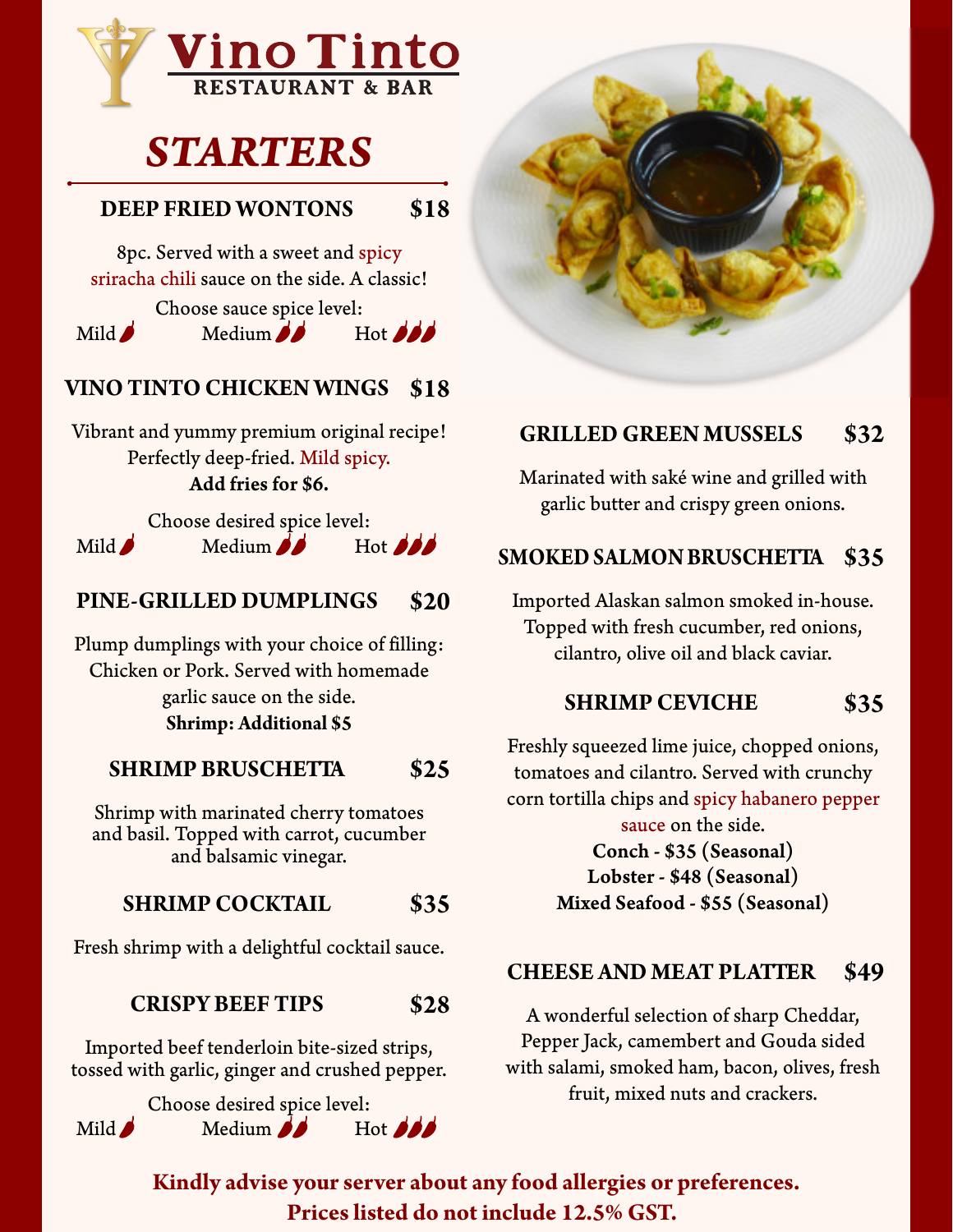# Vino Tinto
RESTAURANT & BAR

## STARTERS

### DEEP FRIED WONTONS — $18

8pc. Served with a sweet and spicy sriracha chili sauce on the side. A classic!

Choose sauce spice level:
Mild 🌶 Medium 🌶🌶 Hot 🌶🌶🌶

### VINO TINTO CHICKEN WINGS — $18

Vibrant and yummy premium original recipe! Perfectly deep-fried. Mild spicy.
**Add fries for $6.**

Choose desired spice level:
Mild 🌶 Medium 🌶🌶 Hot 🌶🌶🌶

### PINE-GRILLED DUMPLINGS — $20

Plump dumplings with your choice of filling: Chicken or Pork. Served with homemade garlic sauce on the side.
**Shrimp: Additional $5**

### SHRIMP BRUSCHETTA — $25

Shrimp with marinated cherry tomatoes and basil. Topped with carrot, cucumber and balsamic vinegar.

### SHRIMP COCKTAIL — $35

Fresh shrimp with a delightful cocktail sauce.

### CRISPY BEEF TIPS — $28

Imported beef tenderloin bite-sized strips, tossed with garlic, ginger and crushed pepper.

Choose desired spice level:
Mild 🌶 Medium 🌶🌶 Hot 🌶🌶🌶

### GRILLED GREEN MUSSELS — $32

Marinated with saké wine and grilled with garlic butter and crispy green onions.

### SMOKED SALMON BRUSCHETTA — $35

Imported Alaskan salmon smoked in-house. Topped with fresh cucumber, red onions, cilantro, olive oil and black caviar.

### SHRIMP CEVICHE — $35

Freshly squeezed lime juice, chopped onions, tomatoes and cilantro. Served with crunchy corn tortilla chips and spicy habanero pepper sauce on the side.
**Conch - $35 (Seasonal)**
**Lobster - $48 (Seasonal)**
**Mixed Seafood - $55 (Seasonal)**

### CHEESE AND MEAT PLATTER — $49

A wonderful selection of sharp Cheddar, Pepper Jack, camembert and Gouda sided with salami, smoked ham, bacon, olives, fresh fruit, mixed nuts and crackers.

**Kindly advise your server about any food allergies or preferences.**
**Prices listed do not include 12.5% GST.**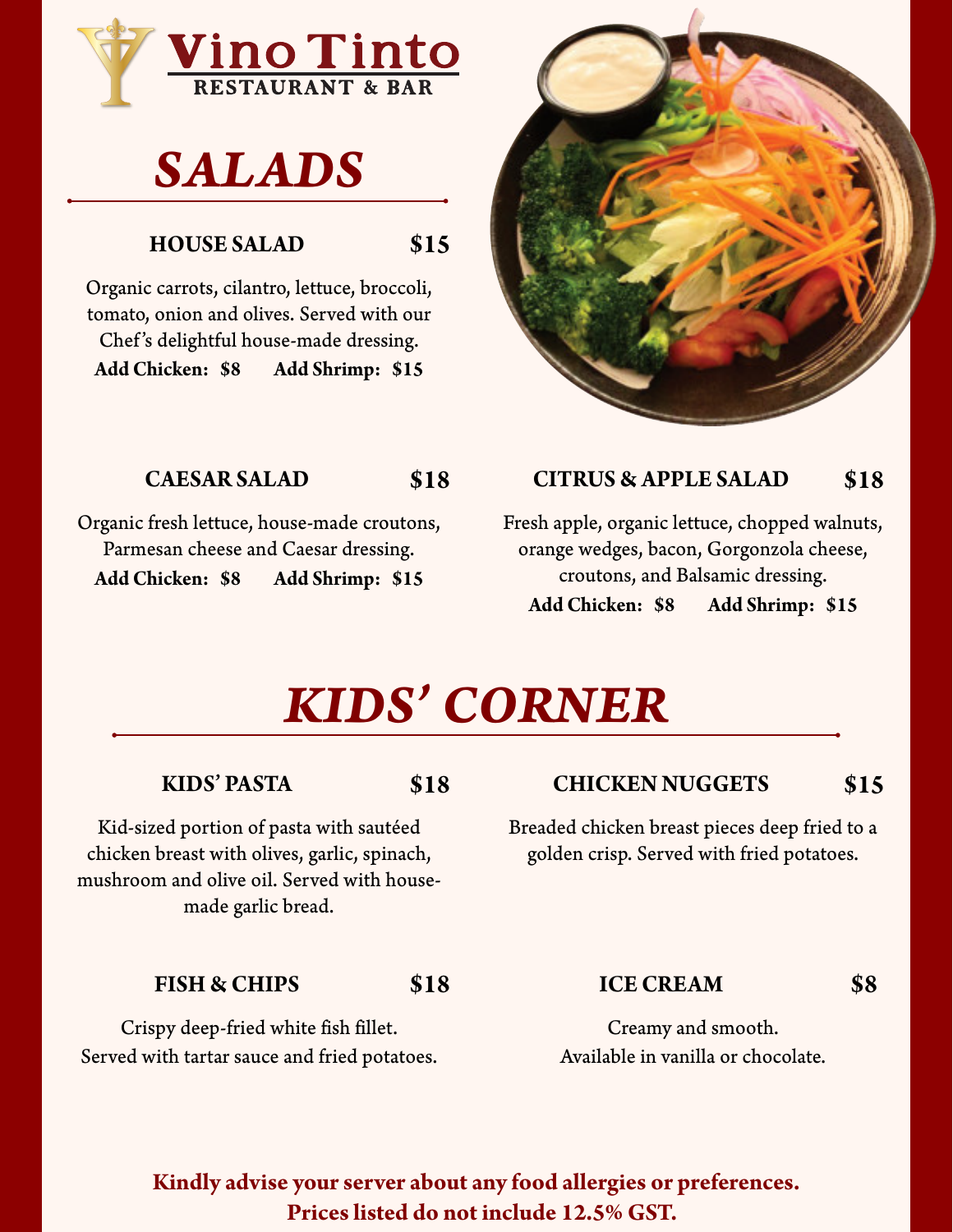# Vino Tinto
RESTAURANT & BAR

## *SALADS*

### HOUSE SALAD $15

Organic carrots, cilantro, lettuce, broccoli, tomato, onion and olives. Served with our Chef's delightful house-made dressing.

**Add Chicken: $8** **Add Shrimp: $15**

### CAESAR SALAD $18

Organic fresh lettuce, house-made croutons, Parmesan cheese and Caesar dressing.

**Add Chicken: $8** **Add Shrimp: $15**

### CITRUS & APPLE SALAD $18

Fresh apple, organic lettuce, chopped walnuts, orange wedges, bacon, Gorgonzola cheese, croutons, and Balsamic dressing.

**Add Chicken: $8** **Add Shrimp: $15**

## *KIDS' CORNER*

### KIDS' PASTA $18

Kid-sized portion of pasta with sautéed chicken breast with olives, garlic, spinach, mushroom and olive oil. Served with house-made garlic bread.

### CHICKEN NUGGETS $15

Breaded chicken breast pieces deep fried to a golden crisp. Served with fried potatoes.

### FISH & CHIPS $18

Crispy deep-fried white fish fillet. Served with tartar sauce and fried potatoes.

### ICE CREAM $8

Creamy and smooth. Available in vanilla or chocolate.

**Kindly advise your server about any food allergies or preferences.**
**Prices listed do not include 12.5% GST.**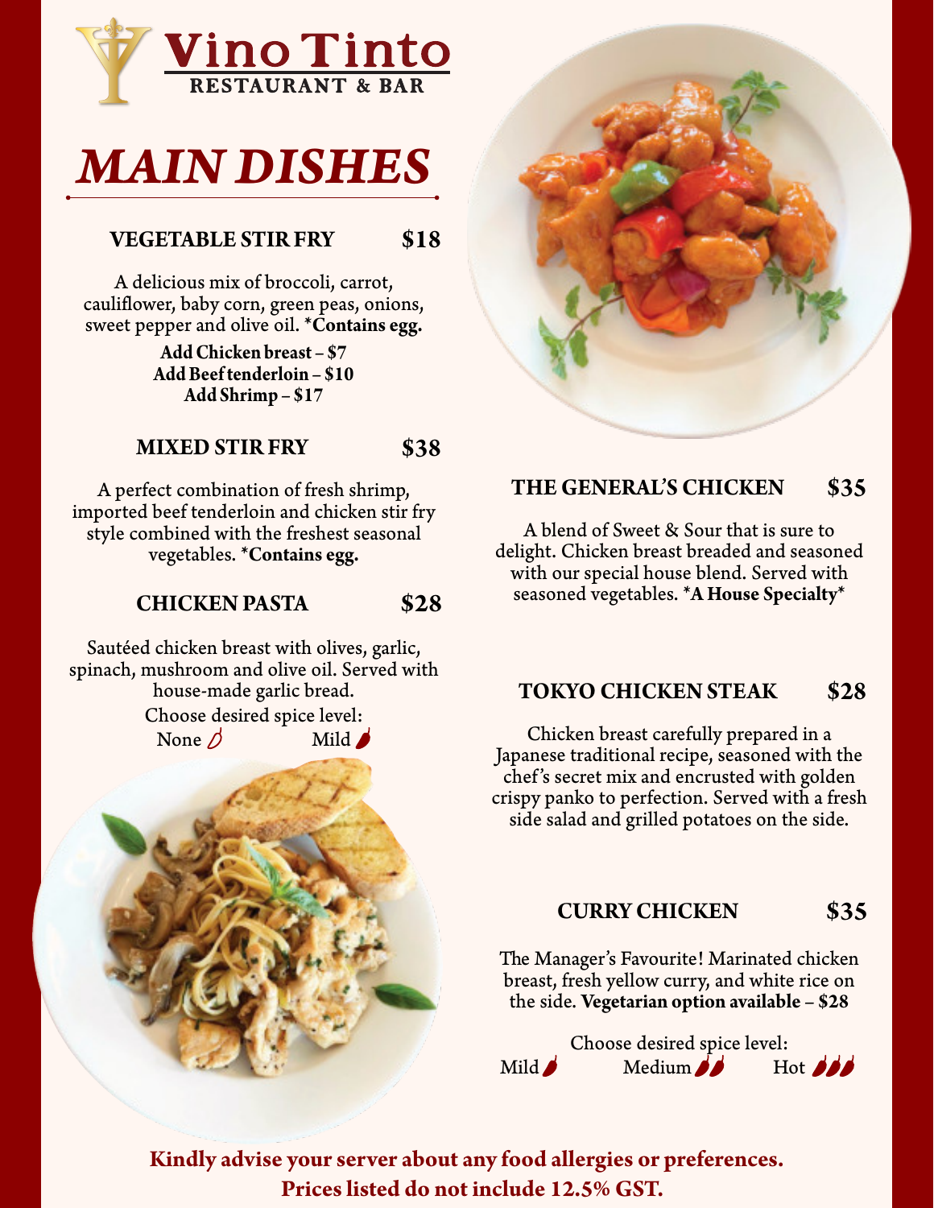# Vino Tinto

RESTAURANT & BAR

## MAIN DISHES

### VEGETABLE STIR FRY — $18

A delicious mix of broccoli, carrot, cauliflower, baby corn, green peas, onions, sweet pepper and olive oil. ***Contains egg.**

**Add Chicken breast – $7**
**Add Beef tenderloin – $10**
**Add Shrimp – $17**

### MIXED STIR FRY — $38

A perfect combination of fresh shrimp, imported beef tenderloin and chicken stir fry style combined with the freshest seasonal vegetables. ***Contains egg.**

### CHICKEN PASTA — $28

Sautéed chicken breast with olives, garlic, spinach, mushroom and olive oil. Served with house-made garlic bread.

Choose desired spice level:
None — Mild

### THE GENERAL'S CHICKEN — $35

A blend of Sweet & Sour that is sure to delight. Chicken breast breaded and seasoned with our special house blend. Served with seasoned vegetables. ***A House Specialty***

### TOKYO CHICKEN STEAK — $28

Chicken breast carefully prepared in a Japanese traditional recipe, seasoned with the chef's secret mix and encrusted with golden crispy panko to perfection. Served with a fresh side salad and grilled potatoes on the side.

### CURRY CHICKEN — $35

The Manager's Favourite! Marinated chicken breast, fresh yellow curry, and white rice on the side. **Vegetarian option available – $28**

Choose desired spice level:
Mild — Medium — Hot

**Kindly advise your server about any food allergies or preferences.**
**Prices listed do not include 12.5% GST.**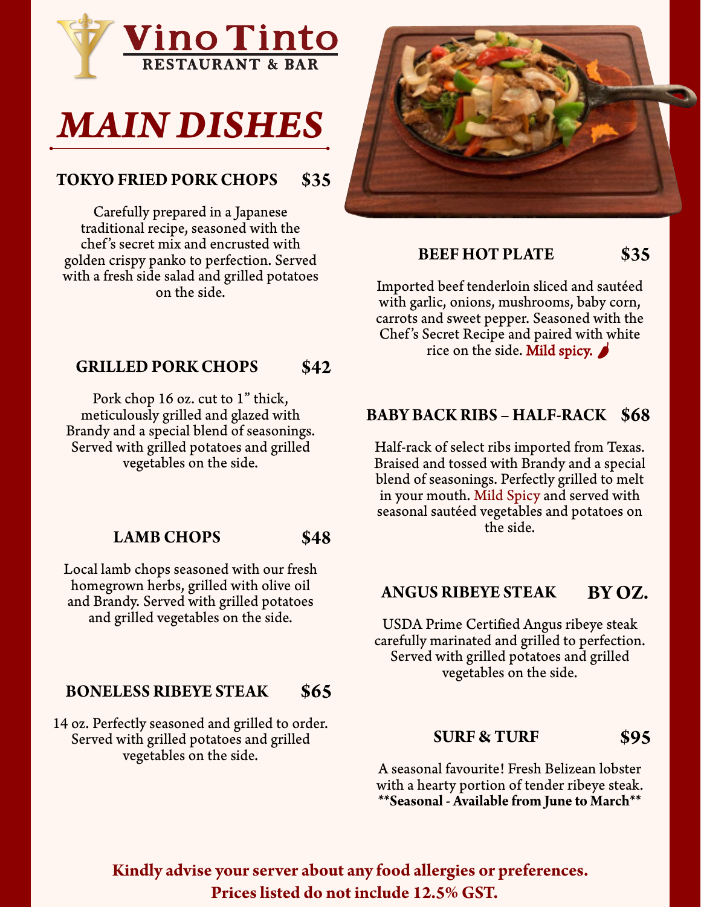# Vino Tinto
RESTAURANT & BAR

## MAIN DISHES

### TOKYO FRIED PORK CHOPS $35

Carefully prepared in a Japanese traditional recipe, seasoned with the chef's secret mix and encrusted with golden crispy panko to perfection. Served with a fresh side salad and grilled potatoes on the side.

### GRILLED PORK CHOPS $42

Pork chop 16 oz. cut to 1" thick, meticulously grilled and glazed with Brandy and a special blend of seasonings. Served with grilled potatoes and grilled vegetables on the side.

### LAMB CHOPS $48

Local lamb chops seasoned with our fresh homegrown herbs, grilled with olive oil and Brandy. Served with grilled potatoes and grilled vegetables on the side.

### BONELESS RIBEYE STEAK $65

14 oz. Perfectly seasoned and grilled to order. Served with grilled potatoes and grilled vegetables on the side.

### BEEF HOT PLATE $35

Imported beef tenderloin sliced and sautéed with garlic, onions, mushrooms, baby corn, carrots and sweet pepper. Seasoned with the Chef's Secret Recipe and paired with white rice on the side. Mild spicy.

### BABY BACK RIBS – HALF-RACK $68

Half-rack of select ribs imported from Texas. Braised and tossed with Brandy and a special blend of seasonings. Perfectly grilled to melt in your mouth. Mild Spicy and served with seasonal sautéed vegetables and potatoes on the side.

### ANGUS RIBEYE STEAK BY OZ.

USDA Prime Certified Angus ribeye steak carefully marinated and grilled to perfection. Served with grilled potatoes and grilled vegetables on the side.

### SURF & TURF $95

A seasonal favourite! Fresh Belizean lobster with a hearty portion of tender ribeye steak.
**\*\*Seasonal - Available from June to March\*\***

**Kindly advise your server about any food allergies or preferences.**
**Prices listed do not include 12.5% GST.**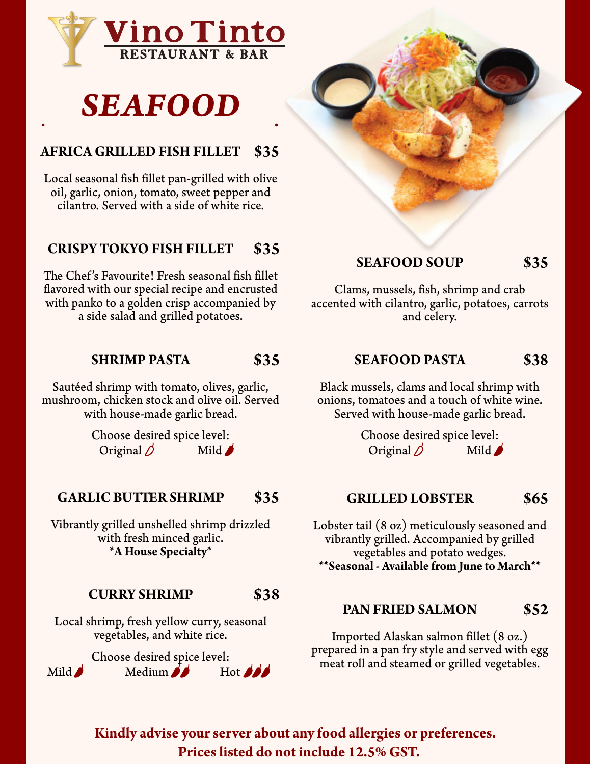# Vino Tinto

RESTAURANT & BAR

## SEAFOOD

### AFRICA GRILLED FISH FILLET $35

Local seasonal fish fillet pan-grilled with olive oil, garlic, onion, tomato, sweet pepper and cilantro. Served with a side of white rice.

### CRISPY TOKYO FISH FILLET $35

The Chef's Favourite! Fresh seasonal fish fillet flavored with our special recipe and encrusted with panko to a golden crisp accompanied by a side salad and grilled potatoes.

### SHRIMP PASTA $35

Sautéed shrimp with tomato, olives, garlic, mushroom, chicken stock and olive oil. Served with house-made garlic bread.

Choose desired spice level:
Original Mild

### GARLIC BUTTER SHRIMP $35

Vibrantly grilled unshelled shrimp drizzled with fresh minced garlic.
**\*A House Specialty\***

### CURRY SHRIMP $38

Local shrimp, fresh yellow curry, seasonal vegetables, and white rice.

Choose desired spice level:
Mild Medium Hot

### SEAFOOD SOUP $35

Clams, mussels, fish, shrimp and crab accented with cilantro, garlic, potatoes, carrots and celery.

### SEAFOOD PASTA $38

Black mussels, clams and local shrimp with onions, tomatoes and a touch of white wine. Served with house-made garlic bread.

Choose desired spice level:
Original Mild

### GRILLED LOBSTER $65

Lobster tail (8 oz) meticulously seasoned and vibrantly grilled. Accompanied by grilled vegetables and potato wedges.
**\*\*Seasonal - Available from June to March\*\***

### PAN FRIED SALMON $52

Imported Alaskan salmon fillet (8 oz.) prepared in a pan fry style and served with egg meat roll and steamed or grilled vegetables.

**Kindly advise your server about any food allergies or preferences.**
**Prices listed do not include 12.5% GST.**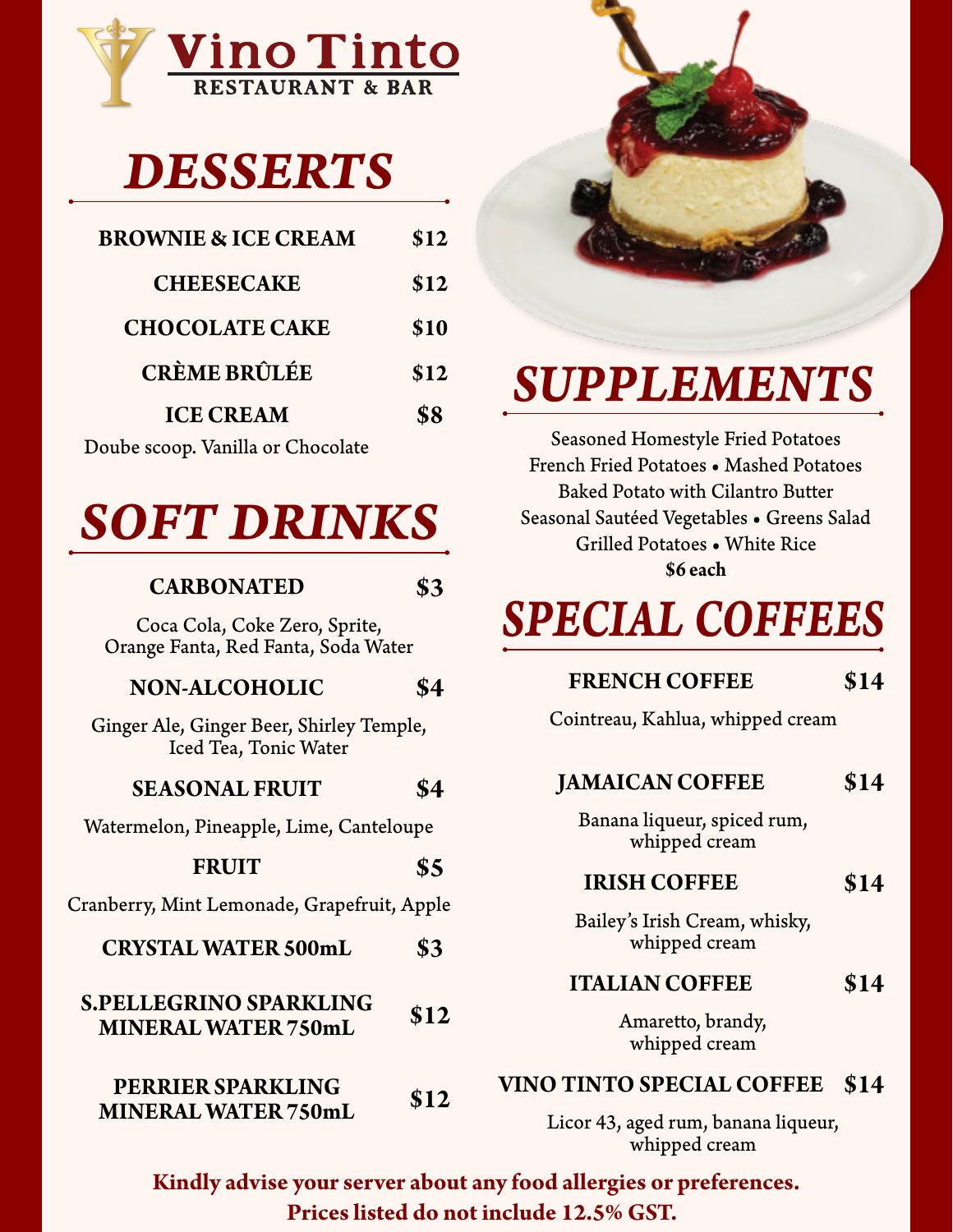# Vino Tinto
RESTAURANT & BAR

## DESSERTS

**BROWNIE & ICE CREAM** **$12**

**CHEESECAKE** **$12**

**CHOCOLATE CAKE** **$10**

**CRÈME BRÛLÉE** **$12**

**ICE CREAM** **$8**

Doube scoop. Vanilla or Chocolate

## SOFT DRINKS

**CARBONATED** **$3**

Coca Cola, Coke Zero, Sprite, Orange Fanta, Red Fanta, Soda Water

**NON-ALCOHOLIC** **$4**

Ginger Ale, Ginger Beer, Shirley Temple, Iced Tea, Tonic Water

**SEASONAL FRUIT** **$4**

Watermelon, Pineapple, Lime, Canteloupe

**FRUIT** **$5**

Cranberry, Mint Lemonade, Grapefruit, Apple

**CRYSTAL WATER 500mL** **$3**

**S.PELLEGRINO SPARKLING MINERAL WATER 750mL** **$12**

**PERRIER SPARKLING MINERAL WATER 750mL** **$12**

## SUPPLEMENTS

Seasoned Homestyle Fried Potatoes
French Fried Potatoes • Mashed Potatoes
Baked Potato with Cilantro Butter
Seasonal Sautéed Vegetables • Greens Salad
Grilled Potatoes • White Rice
**$6 each**

## SPECIAL COFFEES

**FRENCH COFFEE** **$14**

Cointreau, Kahlua, whipped cream

**JAMAICAN COFFEE** **$14**

Banana liqueur, spiced rum, whipped cream

**IRISH COFFEE** **$14**

Bailey's Irish Cream, whisky, whipped cream

**ITALIAN COFFEE** **$14**

Amaretto, brandy, whipped cream

**VINO TINTO SPECIAL COFFEE** **$14**

Licor 43, aged rum, banana liqueur, whipped cream

**Kindly advise your server about any food allergies or preferences.**
**Prices listed do not include 12.5% GST.**